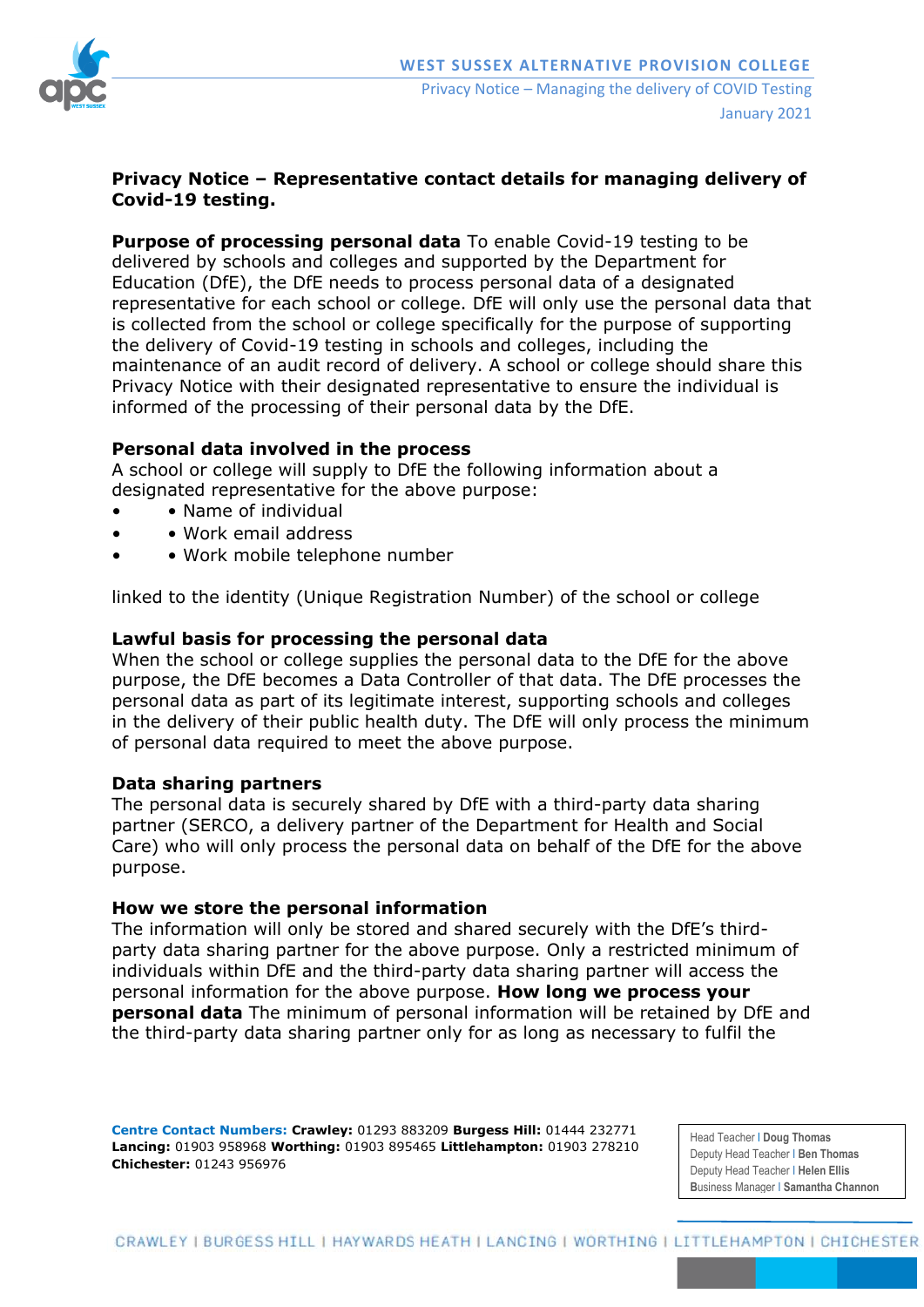**Privacy Notice – Representative contact details for managing delivery of Covid-19 testing.**

**Purpose of processing personal data** To enable Covid-19 testing to be delivered by schools and colleges and supported by the Department for Education (DfE), the DfE needs to process personal data of a designated representative for each school or college. DfE will only use the personal data that is collected from the school or college specifically for the purpose of supporting the delivery of Covid-19 testing in schools and colleges, including the maintenance of an audit record of delivery. A school or college should share this Privacy Notice with their designated representative to ensure the individual is informed of the processing of their personal data by the DfE.

**Personal data involved in the process**
A school or college will supply to DfE the following information about a designated representative for the above purpose:

- • Name of individual
- • Work email address
- • Work mobile telephone number

linked to the identity (Unique Registration Number) of the school or college

**Lawful basis for processing the personal data**
When the school or college supplies the personal data to the DfE for the above purpose, the DfE becomes a Data Controller of that data. The DfE processes the personal data as part of its legitimate interest, supporting schools and colleges in the delivery of their public health duty. The DfE will only process the minimum of personal data required to meet the above purpose.

**Data sharing partners**
The personal data is securely shared by DfE with a third-party data sharing partner (SERCO, a delivery partner of the Department for Health and Social Care) who will only process the personal data on behalf of the DfE for the above purpose.

**How we store the personal information**
The information will only be stored and shared securely with the DfE's third-party data sharing partner for the above purpose. Only a restricted minimum of individuals within DfE and the third-party data sharing partner will access the personal information for the above purpose. **How long we process your personal data** The minimum of personal information will be retained by DfE and the third-party data sharing partner only for as long as necessary to fulfil the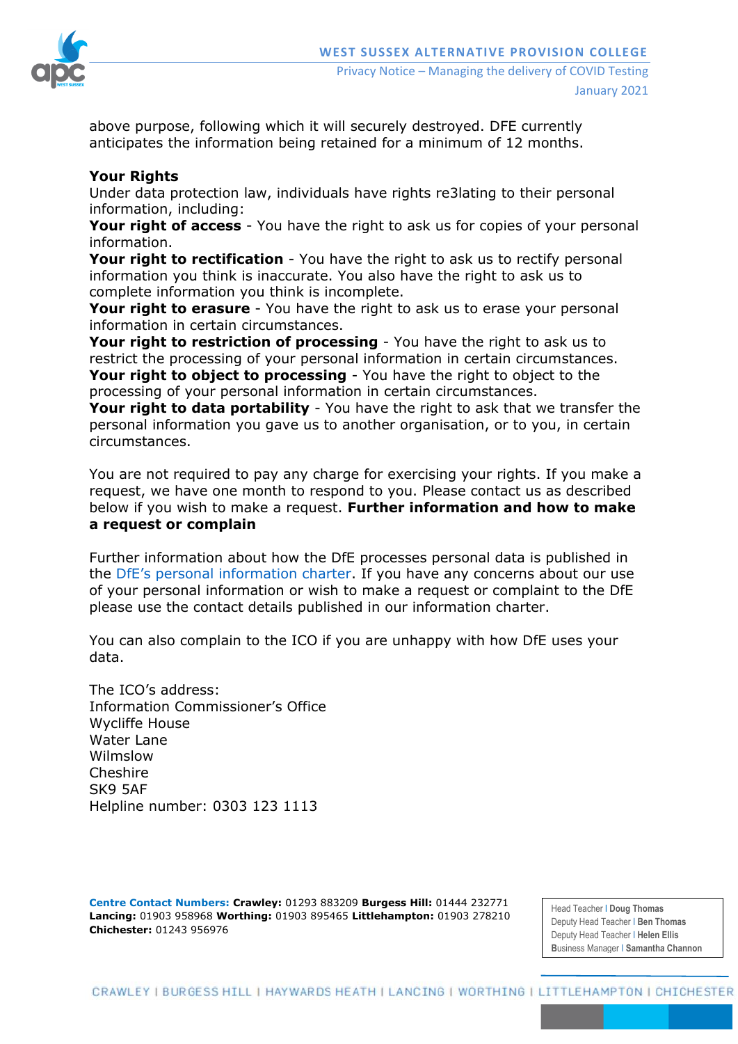above purpose, following which it will securely destroyed. DFE currently anticipates the information being retained for a minimum of 12 months.

**Your Rights**

Under data protection law, individuals have rights re3lating to their personal information, including:

**Your right of access** - You have the right to ask us for copies of your personal information.

**Your right to rectification** - You have the right to ask us to rectify personal information you think is inaccurate. You also have the right to ask us to complete information you think is incomplete.

**Your right to erasure** - You have the right to ask us to erase your personal information in certain circumstances.

**Your right to restriction of processing** - You have the right to ask us to restrict the processing of your personal information in certain circumstances.

**Your right to object to processing** - You have the right to object to the processing of your personal information in certain circumstances.

**Your right to data portability** - You have the right to ask that we transfer the personal information you gave us to another organisation, or to you, in certain circumstances.

You are not required to pay any charge for exercising your rights. If you make a request, we have one month to respond to you. Please contact us as described below if you wish to make a request. **Further information and how to make a request or complain**

Further information about how the DfE processes personal data is published in the DfE's personal information charter. If you have any concerns about our use of your personal information or wish to make a request or complaint to the DfE please use the contact details published in our information charter.

You can also complain to the ICO if you are unhappy with how DfE uses your data.

The ICO's address:
Information Commissioner's Office
Wycliffe House
Water Lane
Wilmslow
Cheshire
SK9 5AF
Helpline number: 0303 123 1113

**Centre Contact Numbers:** **Crawley:** 01293 883209 **Burgess Hill:** 01444 232771 **Lancing:** 01903 958968 **Worthing:** 01903 895465 **Littlehampton:** 01903 278210 **Chichester:** 01243 956976

Head Teacher I **Doug Thomas**
Deputy Head Teacher I **Ben Thomas**
Deputy Head Teacher I **Helen Ellis**
Business Manager I **Samantha Channon**

CRAWLEY I BURGESS HILL I HAYWARDS HEATH I LANCING I WORTHING I LITTLEHAMPTON I CHICHESTER